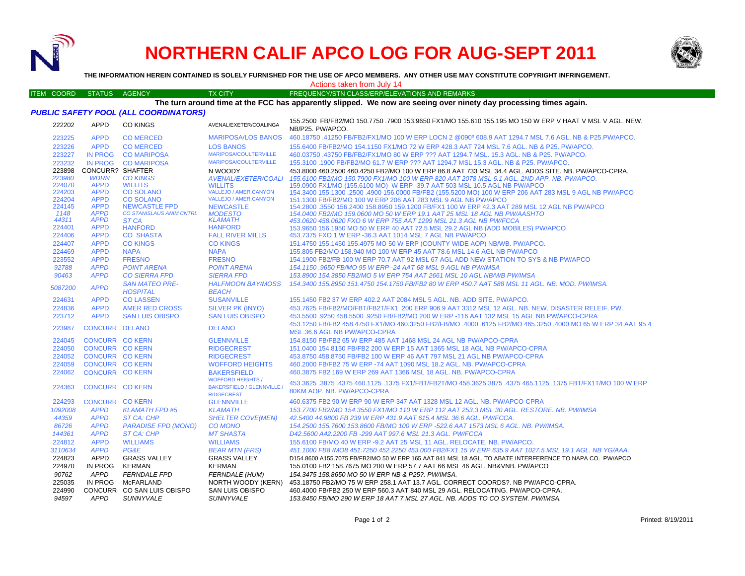# NORTHERN CALIF APCO LOG FOR AUG-SEPT 2011

**THE INFORMATION HEREIN CONTAINED IS SOLELY FURNISHED FOR THE USE OF APCO MEMBERS. ANY OTHER USE MAY CONSTITUTE COPYRIGHT INFRINGEMENT.**

Actions taken from July 14

**The turn around time at the FCC has apparently slipped. We now are seeing over ninety day processing times again.**

### *PUBLIC SAFETY POOL (ALL COORDINATORS)*

| ITEM COORD | STATUS | AGENCY | TX CITY | FREQUENCY/STN CLASS/ERP/ELEVATIONS AND REMARKS |
|---|---|---|---|---|
| 222202 | APPD | CO KINGS | AVENAL/EXETER/COALINGA | 155.2500 FB/FB2/MO 150.7750 .7900 153.9650 FX1/MO 155.610 155.195 MO 150 W ERP V HAAT V MSL V AGL. NEW. NB/P25. PW/APCO. |
| 223225 | APPD | CO MERCED | MARIPOSA/LOS BANOS | 460.18750 .41250 FB/FB2/FX1/MO 100 W ERP LOCN 2 @090º 608.9 AAT 1294.7 MSL 7.6 AGL. NB & P25.PW/APCO. |
| 223226 | APPD | CO MERCED | LOS BANOS | 155.6400 FB/FB2/MO 154.1150 FX1/MO 72 W ERP 428.3 AAT 724 MSL 7.6 AGL. NB & P25. PW/APCO. |
| 223227 | IN PROG | CO MARIPOSA | MARIPOSA/COULTERVILLE | 460.03750 .43750 FB/FB2/FX1/MO 80 W ERP ??? AAT 1294.7 MSL. 15.3 AGL. NB & P25. PW/APCO. |
| 223232 | IN PROG | CO MARIPOSA | MARIPOSA/COULTERVILLE | 155.3100 .1900 FB/FB2/MO 61.7 W ERP ??? AAT 1294.7 MSL 15.3 AGL. NB & P25. PW/APCO. |
| 223898 | CONCURR? | SHAFTER | N WOODY | 453.8000 460.2500 460.4250 FB2/MO 100 W ERP 86.8 AAT 733 MSL 34.4 AGL. ADDS SITE. NB. PW/APCO-CPRA. |
| *223980* | *WDRN* | *CO KINGS* | *AVENAL/EXETER/COALI* | *155.6100 FB2/MO 150.7900 FX1/MO 100 W ERP 820 AAT 2078 MSL 6.1 AGL. 2ND APP. NB. PW/APCO.* |
| 224070 | APPD | WILLITS | WILLITS | 159.0900 FX1/MO (155.6100 MO) W ERP -39.7 AAT 503 MSL 10.5 AGL NB PW/APCO |
| 224203 | APPD | CO SOLANO | VALLEJO / AMER.CANYON | 154.3400 155.1300 .2500 .4900 156.0000 FB/FB2 (155.5200 MO) 100 W ERP 206 AAT 283 MSL 9 AGL NB PW/APCO |
| 224204 | APPD | CO SOLANO | VALLEJO / AMER.CANYON | 151.1300 FB/FB2/MO 100 W ERP 206 AAT 283 MSL 9 AGL NB PW/APCO |
| 224145 | APPD | NEWCASTLE FPD | NEWCASTLE | 154.2800 .3550 156.2400 158.8950 159.1200 FB/FX1 100 W ERP 42.3 AAT 289 MSL 12 AGL NB PW/APCO |
| *1148* | *APPD* | *CO STANISLAUS ANIM CNTRL* | *MODESTO* | *154.0400 FB2/MO 159.0600 MO 50 W ERP 19.1 AAT 25 MSL 18 AGL NB PW/AASHTO* |
| *44311* | *APPD* | *ST CA* | *KLAMATH* | *453.0620 458.0620 FXO 6 W ERP 755 AAT 1299 MSL 21.3 AGL NB PW/FCCA* |
| 224401 | APPD | HANFORD | HANFORD | 153.9650 156.1950 MO 50 W ERP 40 AAT 72.5 MSL 29.2 AGL NB (ADD MOBILES) PW/APCO |
| 224406 | APPD | CO SHASTA | FALL RIVER MILLS | 453.7375 FXO 1 W ERP -36.3 AAT 1014 MSL 7 AGL NB PW/APCO |
| 224407 | APPD | CO KINGS | CO KINGS | 151.4750 155.1450 155.4975 MO 50 W ERP (COUNTY WIDE AOP) NB/WB. PW/APCO. |
| 224469 | APPD | NAPA | NAPA | 155.805 FB2/MO 158.940 MO 100 W ERP 45 AAT 78.6 MSL 14.6 AGL NB PW/APCO |
| 223552 | APPD | FRESNO | FRESNO | 154.1900 FB2/FB 100 W ERP 70.7 AAT 92 MSL 67 AGL ADD NEW STATION TO SYS & NB PW/APCO |
| *92788* | *APPD* | *POINT ARENA* | *POINT ARENA* | *154.1150 .9650 FB/MO 95 W ERP -24 AAT 68 MSL 9 AGL NB PW/IMSA* |
| *90463* | *APPD* | *CO SIERRA FPD* | *SIERRA FPD* | *153.8900 154.3850 FB2/MO 5 W ERP 754 AAT 2661 MSL 10 AGL NB/WB PW/IMSA* |
| *5087200* | *APPD* | *SAN MATEO PRE-HOSPITAL* | *HALFMOON BAY/MOSS BEACH* | *154.3400 155.8950 151.4750 154.1750 FB/FB2 80 W ERP 450.7 AAT 588 MSL 11 AGL. NB. MOD. PW/IMSA.* |
| 224631 | APPD | CO LASSEN | SUSANVILLE | 155.1450 FB2 37 W ERP 402.2 AAT 2084 MSL 5 AGL. NB. ADD SITE. PW/APCO. |
| 224836 | APPD | AMER RED CROSS | SILVER PK (INYO) | 453.7625 FB/FB2/MO/FBT/FB2T/FX1 200 ERP 906.9 AAT 3312 MSL 12 AGL. NB. NEW. DISASTER RELEIF. PW. |
| 223712 | APPD | SAN LUIS OBISPO | SAN LUIS OBISPO | 453.5500 .9250 458.5500 .9250 FB/FB2/MO 200 W ERP -116 AAT 132 MSL 15 AGL NB PW/APCO-CPRA |
| 223987 | CONCURR | DELANO | DELANO | 453.1250 FB/FB2 458.4750 FX1/MO 460.3250 FB2/FB/MO .4000 .6125 FB2/MO 465.3250 .4000 MO 65 W ERP 34 AAT 95.4 MSL 36.6 AGL NB PW/APCO-CPRA |
| 224045 | CONCURR | CO KERN | GLENNVILLE | 154.8150 FB/FB2 65 W ERP 485 AAT 1468 MSL 24 AGL NB PW/APCO-CPRA |
| 224050 | CONCURR | CO KERN | RIDGECREST | 151.0400 154.8150 FB/FB2 200 W ERP 15 AAT 1365 MSL 18 AGL NB PW/APCO-CPRA |
| 224052 | CONCURR | CO KERN | RIDGECREST | 453.8750 458.8750 FB/FB2 100 W ERP 46 AAT 797 MSL 21 AGL NB PW/APCO-CPRA |
| 224059 | CONCURR | CO KERN | WOFFORD HEIGHTS | 460.2000 FB/FB2 75 W ERP -74 AAT 1090 MSL 18.2 AGL. NB. PW/APCO-CPRA |
| 224062 | CONCURR | CO KERN | BAKERSFIELD | 460.3875 FB2 169 W ERP 269 AAT 1366 MSL 18 AGL. NB. PW/APCO-CPRA |
| 224363 | CONCURR | CO KERN | WOFFORD HEIGHTS / BAKERSFIELD / GLENNVILLE / RIDGECREST | 453.3625 .3875 .4375 460.1125 .1375 FX1/FBT/FB2T/MO 458.3625 3875 .4375 465.1125 .1375 FBT/FX1T/MO 100 W ERP 80KM AOP. NB. PW/APCO-CPRA |
| 224293 | CONCURR | CO KERN | GLENNVILLE | 460.6375 FB2 90 W ERP 90 W ERP 347 AAT 1328 MSL 12 AGL. NB. PW/APCO-CPRA |
| *1092008* | *APPD* | *KLAMATH FPD #5* | *KLAMATH* | *153.7700 FB2/MO 154.3550 FX1/MO 110 W ERP 112 AAT 253.3 MSL 30 AGL. RESTORE. NB. PW/IMSA* |
| *44359* | *APPD* | *ST CA: CHP* | *SHELTER COVE(MEN)* | *42.5400 44.9800 FB 239 W ERP 431.9 AAT 615.4 MSL 36.6 AGL. PW/FCCA.* |
| *86726* | *APPD* | *PARADISE FPD (MONO)* | *CO MONO* | *154.2500 155.7600 153.8600 FB/MO 100 W ERP -522.6 AAT 1573 MSL 6 AGL. NB. PW/IMSA.* |
| *144361* | *APPD* | *ST CA: CHP* | *MT SHASTA* | *D42.5600 A42.2200 FB -299 AAT 997.6 MSL 21.3 AGL. PW/FCCA* |
| 224812 | APPD | WILLIAMS | WILLIAMS | 155.6100 FB/MO 40 W ERP -9.2 AAT 25 MSL 11 AGL. RELOCATE. NB. PW/APCO. |
| *3110634* | *APPD* | *PG&E* | *BEAR MTN (FRS)* | *451.1000 FB8 /MO8 451.7250 452.2250 453.000 FB2/FX1 15 W ERP 635.9 AAT 1027.5 MSL 19.1 AGL. NB YG/AAA.* |
| 224823 | APPD | GRASS VALLEY | GRASS VALLEY | D154.8600 A155.7075 FB/FB2/MO 50 W ERP 165 AAT 841 MSL 18 AGL. TO ABATE INTERFERENCE TO NAPA CO. PW/APCO |
| 224970 | IN PROG | KERMAN | KERMAN | 155.0100 FB2 158.7675 MO 200 W ERP 57.7 AAT 66 MSL 46 AGL. NB&VNB. PW/APCO |
| *90762* | *APPD* | *FERNDALE FPD* | *FERNDALE (HUM)* | *154.3475 158.8650 MO 50 W ERP NB & P25?. PW/IMSA.* |
| 225035 | IN PROG | McFARLAND | NORTH WOODY (KERN) | 453.18750 FB2/MO 75 W ERP 258.1 AAT 13.7 AGL. CORRECT COORDS?. NB PW/APCO-CPRA. |
| 224990 | CONCURR | CO SAN LUIS OBISPO | SAN LUIS OBISPO | 460.4000 FB/FB2 250 W ERP 560.3 AAT 840 MSL 29 AGL. RELOCATING. PW/APCO-CPRA. |
| *94597* | *APPD* | *SUNNYVALE* | *SUNNYVALE* | *153.8450 FB/MO 290 W ERP 18 AAT 7 MSL 27 AGL. NB. ADDS TO CO SYSTEM. PW/IMSA.* |

Printed: 8/19/2011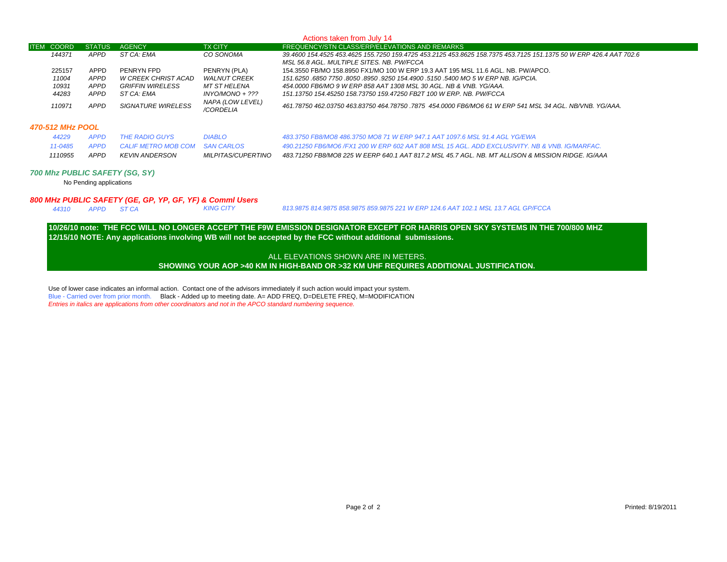Actions taken from July 14

| ITEM | COORD | STATUS | AGENCY | TX CITY | FREQUENCY/STN CLASS/ERP/ELEVATIONS AND REMARKS |
|---|---|---|---|---|---|
| | *144371* | *APPD* | *ST CA: EMA* | *CO SONOMA* | *39.4600 154.4525 453.4625 155.7250 159.4725 453.2125 453.8625 158.7375 453.7125 151.1375 50 W ERP 426.4 AAT 702.6 MSL 56.8 AGL. MULTIPLE SITES. NB. PW/FCCA* |
| | 225157 | APPD | PENRYN FPD | PENRYN (PLA) | 154.3550 FB/MO 158.8950 FX1/MO 100 W ERP 19.3 AAT 195 MSL 11.6 AGL. NB. PW/APCO. |
| | *11004* | *APPD* | *W CREEK CHRIST ACAD* | *WALNUT CREEK* | *151.6250 .6850 7750 .8050 .8950 .9250 154.4900 .5150 .5400 MO 5 W ERP NB. IG/PCIA.* |
| | *10931* | *APPD* | *GRIFFIN WIRELESS* | *MT ST HELENA* | *454.0000 FB6/MO 9 W ERP 858 AAT 1308 MSL 30 AGL. NB & VNB. YG/AAA.* |
| | *44283* | *APPD* | *ST CA: EMA* | *INYO/MONO + ???* | *151.13750 154.45250 158.73750 159.47250 FB2T 100 W ERP. NB. PW/FCCA* |
| | *110971* | *APPD* | *SIGNATURE WIRELESS* | *NAPA (LOW LEVEL) /CORDELIA* | *461.78750 462.03750 463.83750 464.78750 .7875 454.0000 FB6/MO6 61 W ERP 541 MSL 34 AGL. NB/VNB. YG/AAA.* |

### *470-512 MHz POOL*

| | | | | | |
|---|---|---|---|---|---|
| | *44229* | *APPD* | *THE RADIO GUYS* | *DIABLO* | *483.3750 FB8/MO8 486.3750 MO8 71 W ERP 947.1 AAT 1097.6 MSL 91.4 AGL YG/EWA* |
| | *11-0485* | *APPD* | *CALIF METRO MOB COM* | *SAN CARLOS* | *490.21250 FB6/MO6 /FX1 200 W ERP 602 AAT 808 MSL 15 AGL. ADD EXCLUSIVITY. NB & VNB. IG/MARFAC.* |
| | *1110955* | *APPD* | *KEVIN ANDERSON* | *MILPITAS/CUPERTINO* | *483.71250 FB8/MO8 225 W EERP 640.1 AAT 817.2 MSL 45.7 AGL. NB. MT ALLISON & MISSION RIDGE. IG/AAA* |

### *700 Mhz PUBLIC SAFETY (SG, SY)*

No Pending applications

### *800 MHz PUBLIC SAFETY (GE, GP, YP, GF, YF) & Comml Users*

| | | | | | |
|---|---|---|---|---|---|
| | *44310* | *APPD* | *ST CA* | *KING CITY* | *813.9875 814.9875 858.9875 859.9875 221 W ERP 124.6 AAT 102.1 MSL 13.7 AGL GP/FCCA* |

**10/26/10 note: THE FCC WILL NO LONGER ACCEPT THE F9W EMISSION DESIGNATOR EXCEPT FOR HARRIS OPEN SKY SYSTEMS IN THE 700/800 MHZ**
**12/15/10 NOTE: Any applications involving WB will not be accepted by the FCC without additional submissions.**

ALL ELEVATIONS SHOWN ARE IN METERS.
**SHOWING YOUR AOP >40 KM IN HIGH-BAND OR >32 KM UHF REQUIRES ADDITIONAL JUSTIFICATION.**

Use of lower case indicates an informal action. Contact one of the advisors immediately if such action would impact your system.
Blue - Carried over from prior month. Black - Added up to meeting date. A= ADD FREQ, D=DELETE FREQ, M=MODIFICATION
*Entries in italics are applications from other coordinators and not in the APCO standard numbering sequence.*

Printed: 8/19/2011